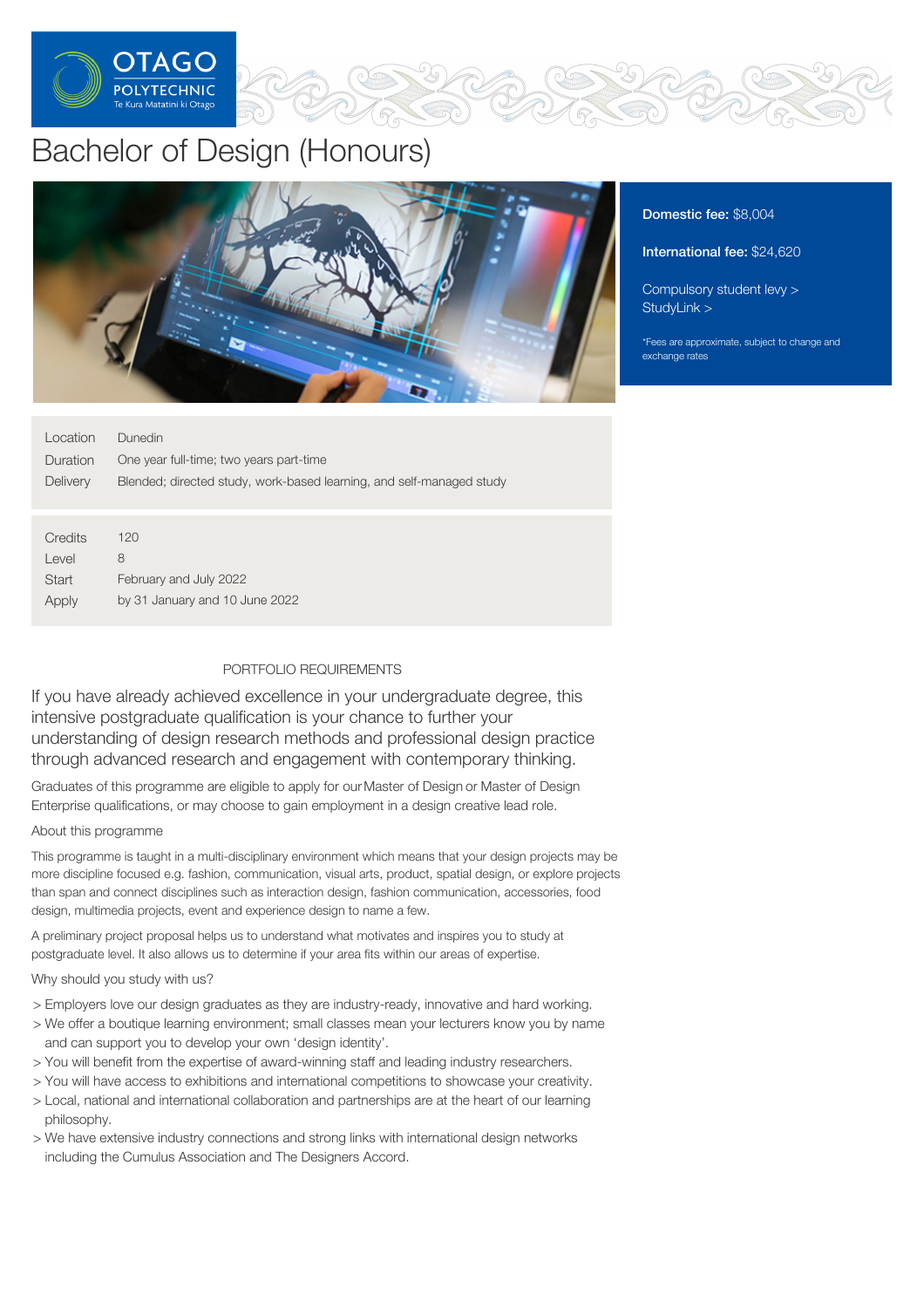# Bachelor of Design (Honours)

**Domestic fee:** $8,004

**International fee:** $24,620

Compulsory student levy >
StudyLink >

*Fees are approximate, subject to change and exchange rates

| | |
|---|---|
| Location | Dunedin |
| Duration | One year full-time; two years part-time |
| Delivery | Blended; directed study, work-based learning, and self-managed study |

| | |
|---|---|
| Credits | 120 |
| Level | 8 |
| Start | February and July 2022 |
| Apply | by 31 January and 10 June 2022 |

PORTFOLIO REQUIREMENTS

If you have already achieved excellence in your undergraduate degree, this intensive postgraduate qualification is your chance to further your understanding of design research methods and professional design practice through advanced research and engagement with contemporary thinking.

Graduates of this programme are eligible to apply for our Master of Design or Master of Design Enterprise qualifications, or may choose to gain employment in a design creative lead role.

About this programme

This programme is taught in a multi-disciplinary environment which means that your design projects may be more discipline focused e.g. fashion, communication, visual arts, product, spatial design, or explore projects than span and connect disciplines such as interaction design, fashion communication, accessories, food design, multimedia projects, event and experience design to name a few.

A preliminary project proposal helps us to understand what motivates and inspires you to study at postgraduate level. It also allows us to determine if your area fits within our areas of expertise.

Why should you study with us?

- Employers love our design graduates as they are industry-ready, innovative and hard working.
- We offer a boutique learning environment; small classes mean your lecturers know you by name and can support you to develop your own 'design identity'.
- You will benefit from the expertise of award-winning staff and leading industry researchers.
- You will have access to exhibitions and international competitions to showcase your creativity.
- Local, national and international collaboration and partnerships are at the heart of our learning philosophy.
- We have extensive industry connections and strong links with international design networks including the Cumulus Association and The Designers Accord.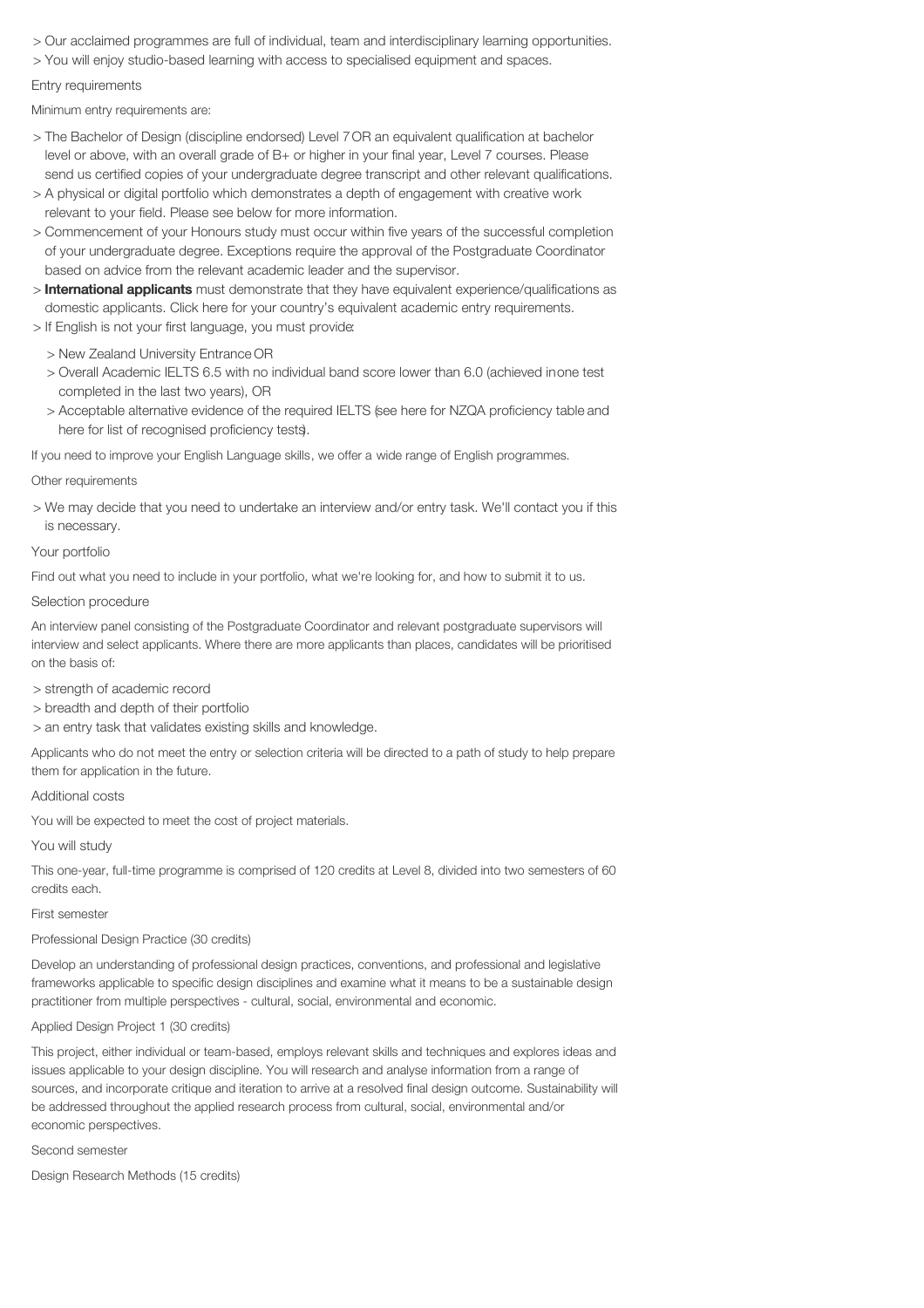> Our acclaimed programmes are full of individual, team and interdisciplinary learning opportunities.
> You will enjoy studio-based learning with access to specialised equipment and spaces.

## Entry requirements

Minimum entry requirements are:

- The Bachelor of Design (discipline endorsed) Level 7 OR an equivalent qualification at bachelor level or above, with an overall grade of B+ or higher in your final year, Level 7 courses. Please send us certified copies of your undergraduate degree transcript and other relevant qualifications.
- A physical or digital portfolio which demonstrates a depth of engagement with creative work relevant to your field. Please see below for more information.
- Commencement of your Honours study must occur within five years of the successful completion of your undergraduate degree. Exceptions require the approval of the Postgraduate Coordinator based on advice from the relevant academic leader and the supervisor.
- **International applicants** must demonstrate that they have equivalent experience/qualifications as domestic applicants. Click here for your country's equivalent academic entry requirements.
- If English is not your first language, you must provide:
  - New Zealand University Entrance OR
  - Overall Academic IELTS 6.5 with no individual band score lower than 6.0 (achieved in one test completed in the last two years), OR
  - Acceptable alternative evidence of the required IELTS (see here for NZQA proficiency table and here for list of recognised proficiency tests).

If you need to improve your English Language skills, we offer a wide range of English programmes.

## Other requirements

- We may decide that you need to undertake an interview and/or entry task. We'll contact you if this is necessary.

## Your portfolio

Find out what you need to include in your portfolio, what we're looking for, and how to submit it to us.

## Selection procedure

An interview panel consisting of the Postgraduate Coordinator and relevant postgraduate supervisors will interview and select applicants. Where there are more applicants than places, candidates will be prioritised on the basis of:

- strength of academic record
- breadth and depth of their portfolio
- an entry task that validates existing skills and knowledge.

Applicants who do not meet the entry or selection criteria will be directed to a path of study to help prepare them for application in the future.

## Additional costs

You will be expected to meet the cost of project materials.

## You will study

This one-year, full-time programme is comprised of 120 credits at Level 8, divided into two semesters of 60 credits each.

### First semester

#### Professional Design Practice (30 credits)

Develop an understanding of professional design practices, conventions, and professional and legislative frameworks applicable to specific design disciplines and examine what it means to be a sustainable design practitioner from multiple perspectives - cultural, social, environmental and economic.

#### Applied Design Project 1 (30 credits)

This project, either individual or team-based, employs relevant skills and techniques and explores ideas and issues applicable to your design discipline. You will research and analyse information from a range of sources, and incorporate critique and iteration to arrive at a resolved final design outcome. Sustainability will be addressed throughout the applied research process from cultural, social, environmental and/or economic perspectives.

### Second semester

#### Design Research Methods (15 credits)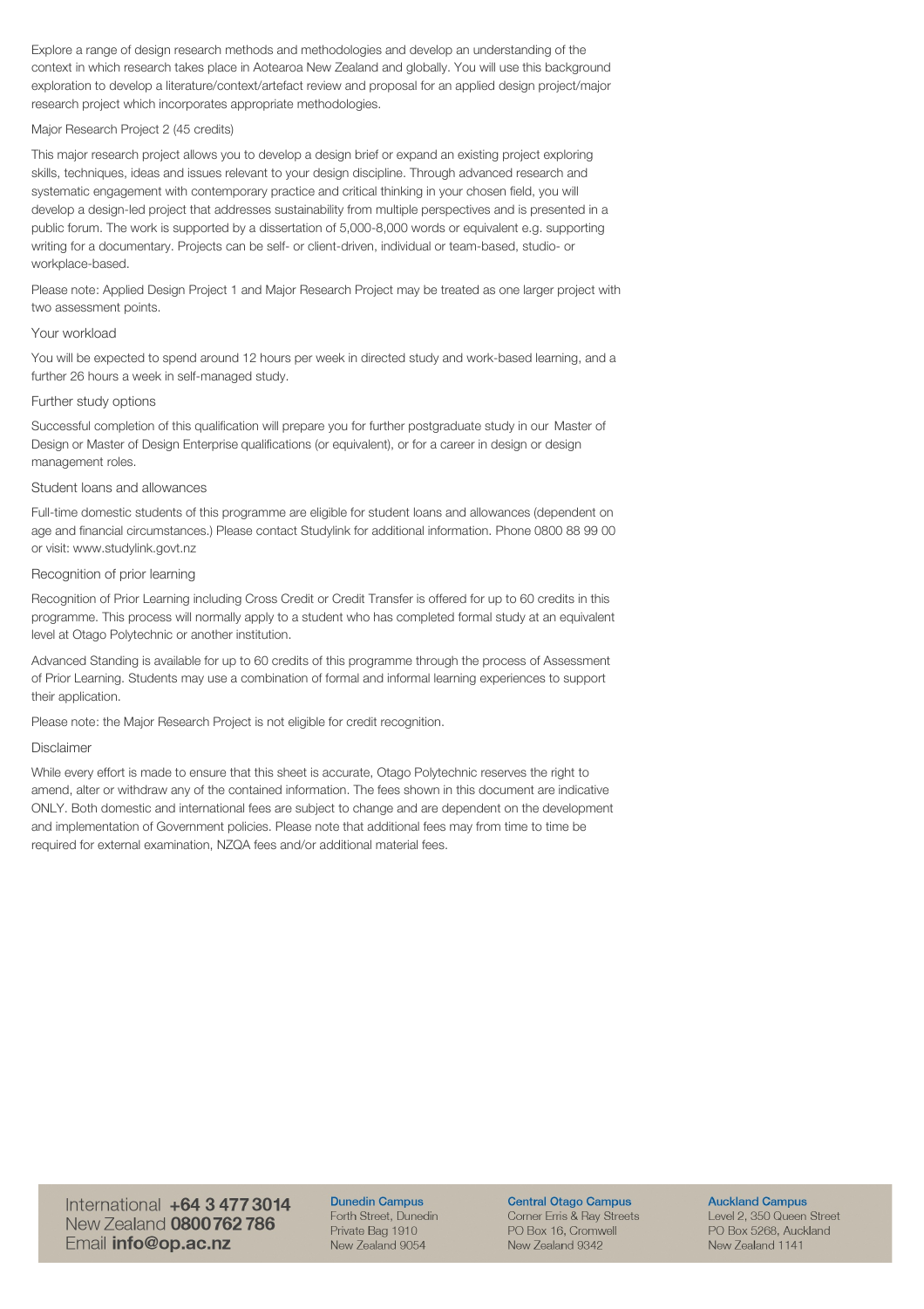Explore a range of design research methods and methodologies and develop an understanding of the context in which research takes place in Aotearoa New Zealand and globally. You will use this background exploration to develop a literature/context/artefact review and proposal for an applied design project/major research project which incorporates appropriate methodologies.

### Major Research Project 2 (45 credits)

This major research project allows you to develop a design brief or expand an existing project exploring skills, techniques, ideas and issues relevant to your design discipline. Through advanced research and systematic engagement with contemporary practice and critical thinking in your chosen field, you will develop a design-led project that addresses sustainability from multiple perspectives and is presented in a public forum. The work is supported by a dissertation of 5,000-8,000 words or equivalent e.g. supporting writing for a documentary. Projects can be self- or client-driven, individual or team-based, studio- or workplace-based.

Please note: Applied Design Project 1 and Major Research Project may be treated as one larger project with two assessment points.

## Your workload

You will be expected to spend around 12 hours per week in directed study and work-based learning, and a further 26 hours a week in self-managed study.

## Further study options

Successful completion of this qualification will prepare you for further postgraduate study in our Master of Design or Master of Design Enterprise qualifications (or equivalent), or for a career in design or design management roles.

## Student loans and allowances

Full-time domestic students of this programme are eligible for student loans and allowances (dependent on age and financial circumstances.) Please contact Studylink for additional information. Phone 0800 88 99 00 or visit: www.studylink.govt.nz

## Recognition of prior learning

Recognition of Prior Learning including Cross Credit or Credit Transfer is offered for up to 60 credits in this programme. This process will normally apply to a student who has completed formal study at an equivalent level at Otago Polytechnic or another institution.

Advanced Standing is available for up to 60 credits of this programme through the process of Assessment of Prior Learning. Students may use a combination of formal and informal learning experiences to support their application.

Please note: the Major Research Project is not eligible for credit recognition.

## Disclaimer

While every effort is made to ensure that this sheet is accurate, Otago Polytechnic reserves the right to amend, alter or withdraw any of the contained information. The fees shown in this document are indicative ONLY. Both domestic and international fees are subject to change and are dependent on the development and implementation of Government policies. Please note that additional fees may from time to time be required for external examination, NZQA fees and/or additional material fees.

International **+64 3 477 3014**
New Zealand **0800 762 786**
Email **info@op.ac.nz**

**Dunedin Campus**
Forth Street, Dunedin
Private Bag 1910
New Zealand 9054

**Central Otago Campus**
Corner Erris & Ray Streets
PO Box 16, Cromwell
New Zealand 9342

**Auckland Campus**
Level 2, 350 Queen Street
PO Box 5268, Auckland
New Zealand 1141